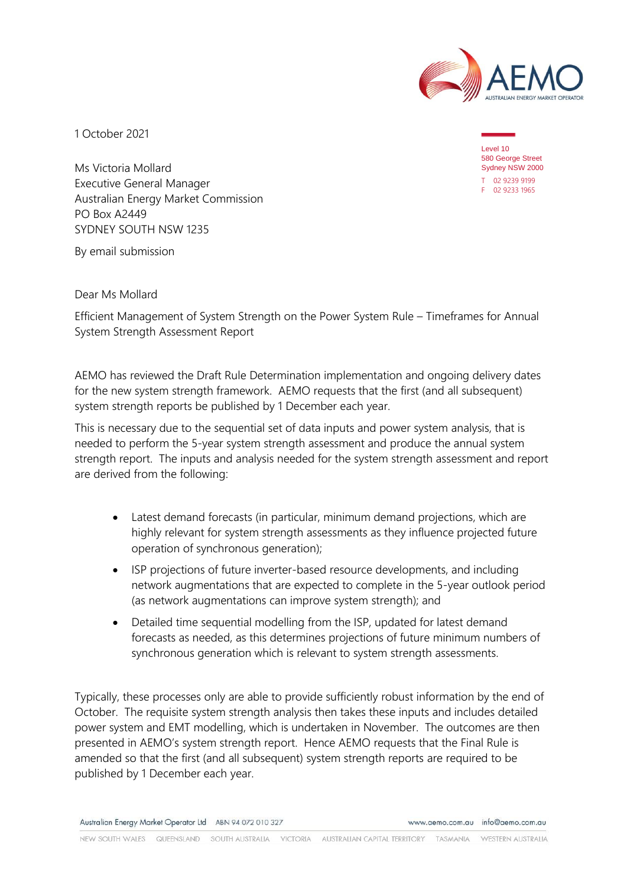1 October 2021

Level 10
580 George Street
Sydney NSW 2000
T 02 9239 9199
F 02 9233 1965

Ms Victoria Mollard
Executive General Manager
Australian Energy Market Commission
PO Box A2449
SYDNEY SOUTH NSW 1235

By email submission

Dear Ms Mollard

Efficient Management of System Strength on the Power System Rule – Timeframes for Annual System Strength Assessment Report

AEMO has reviewed the Draft Rule Determination implementation and ongoing delivery dates for the new system strength framework. AEMO requests that the first (and all subsequent) system strength reports be published by 1 December each year.

This is necessary due to the sequential set of data inputs and power system analysis, that is needed to perform the 5-year system strength assessment and produce the annual system strength report. The inputs and analysis needed for the system strength assessment and report are derived from the following:

- Latest demand forecasts (in particular, minimum demand projections, which are highly relevant for system strength assessments as they influence projected future operation of synchronous generation);
- ISP projections of future inverter-based resource developments, and including network augmentations that are expected to complete in the 5-year outlook period (as network augmentations can improve system strength); and
- Detailed time sequential modelling from the ISP, updated for latest demand forecasts as needed, as this determines projections of future minimum numbers of synchronous generation which is relevant to system strength assessments.

Typically, these processes only are able to provide sufficiently robust information by the end of October. The requisite system strength analysis then takes these inputs and includes detailed power system and EMT modelling, which is undertaken in November. The outcomes are then presented in AEMO's system strength report. Hence AEMO requests that the Final Rule is amended so that the first (and all subsequent) system strength reports are required to be published by 1 December each year.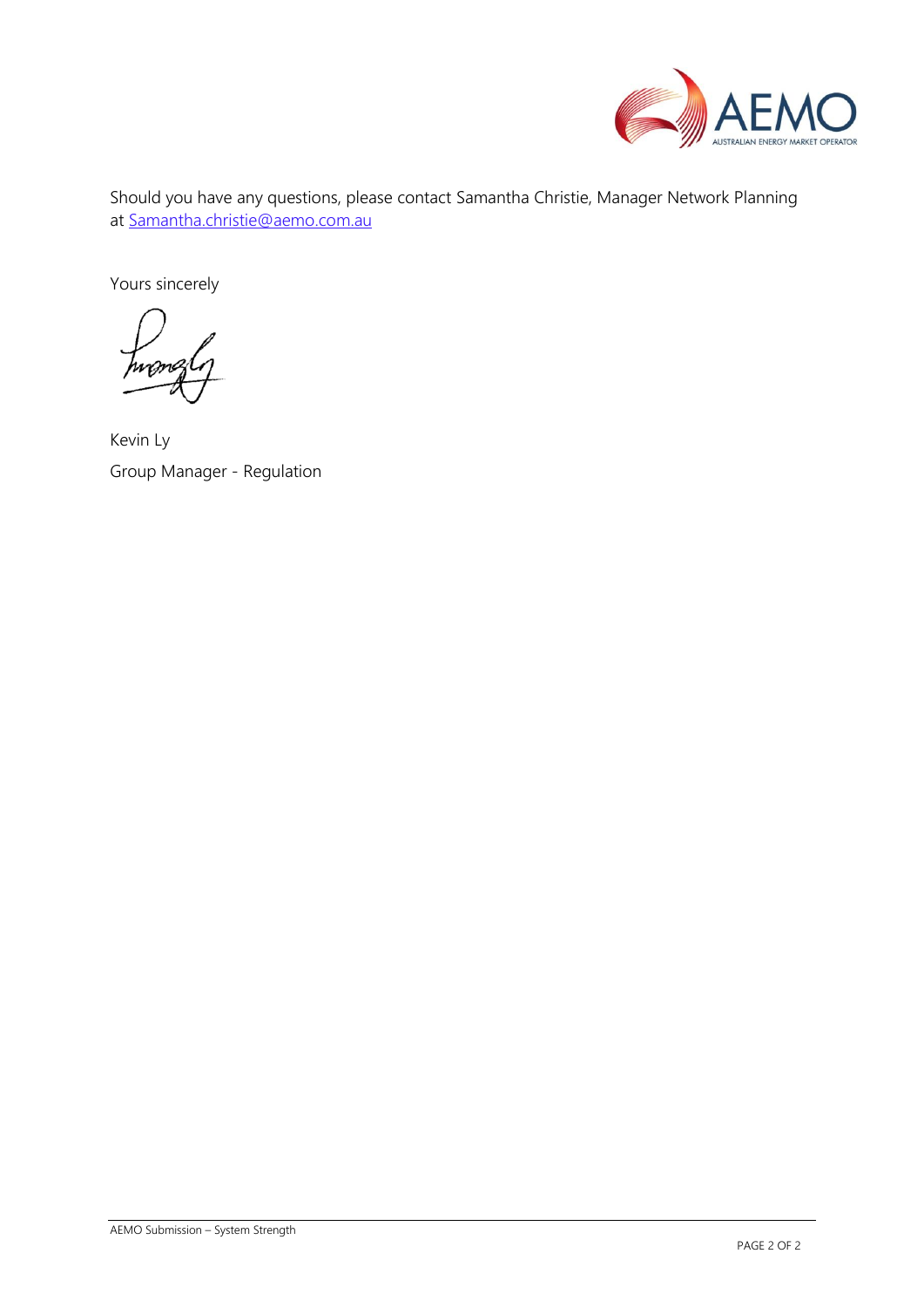Should you have any questions, please contact Samantha Christie, Manager Network Planning at Samantha.christie@aemo.com.au

Yours sincerely

Kevin Ly

Group Manager - Regulation